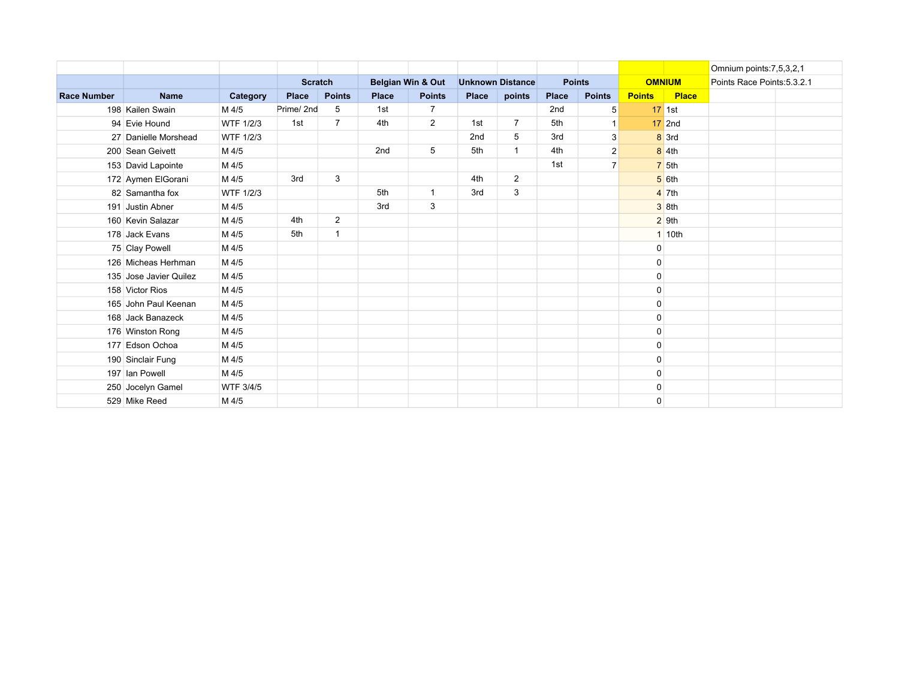| | | | Scratch | | Belgian Win & Out | | Unknown Distance | | Points | | OMNIUM | | Omnium points:7,5,3,2,1 |
|---|---|---|---|---|---|---|---|---|---|---|---|---|---|
| | | | | | | | | | | | | | Points Race Points:5.3.2.1 |
| **Race Number** | **Name** | **Category** | **Place** | **Points** | **Place** | **Points** | **Place** | **points** | **Place** | **Points** | **Points** | **Place** | |
| 198 | Kailen Swain | M 4/5 | Prime/ 2nd | 5 | 1st | 7 | | | 2nd | 5 | 17 | 1st | |
| 94 | Evie Hound | WTF 1/2/3 | 1st | 7 | 4th | 2 | 1st | 7 | 5th | 1 | 17 | 2nd | |
| 27 | Danielle Morshead | WTF 1/2/3 | | | | | 2nd | 5 | 3rd | 3 | 8 | 3rd | |
| 200 | Sean Geivett | M 4/5 | | | 2nd | 5 | 5th | 1 | 4th | 2 | 8 | 4th | |
| 153 | David Lapointe | M 4/5 | | | | | | | 1st | 7 | 7 | 5th | |
| 172 | Aymen ElGorani | M 4/5 | 3rd | 3 | | | 4th | 2 | | | 5 | 6th | |
| 82 | Samantha fox | WTF 1/2/3 | | | 5th | 1 | 3rd | 3 | | | 4 | 7th | |
| 191 | Justin Abner | M 4/5 | | | 3rd | 3 | | | | | 3 | 8th | |
| 160 | Kevin Salazar | M 4/5 | 4th | 2 | | | | | | | 2 | 9th | |
| 178 | Jack Evans | M 4/5 | 5th | 1 | | | | | | | 1 | 10th | |
| 75 | Clay Powell | M 4/5 | | | | | | | | | 0 | | |
| 126 | Micheas Herhman | M 4/5 | | | | | | | | | 0 | | |
| 135 | Jose Javier Quilez | M 4/5 | | | | | | | | | 0 | | |
| 158 | Victor Rios | M 4/5 | | | | | | | | | 0 | | |
| 165 | John Paul Keenan | M 4/5 | | | | | | | | | 0 | | |
| 168 | Jack Banazeck | M 4/5 | | | | | | | | | 0 | | |
| 176 | Winston Rong | M 4/5 | | | | | | | | | 0 | | |
| 177 | Edson Ochoa | M 4/5 | | | | | | | | | 0 | | |
| 190 | Sinclair Fung | M 4/5 | | | | | | | | | 0 | | |
| 197 | Ian Powell | M 4/5 | | | | | | | | | 0 | | |
| 250 | Jocelyn Gamel | WTF 3/4/5 | | | | | | | | | 0 | | |
| 529 | Mike Reed | M 4/5 | | | | | | | | | 0 | | |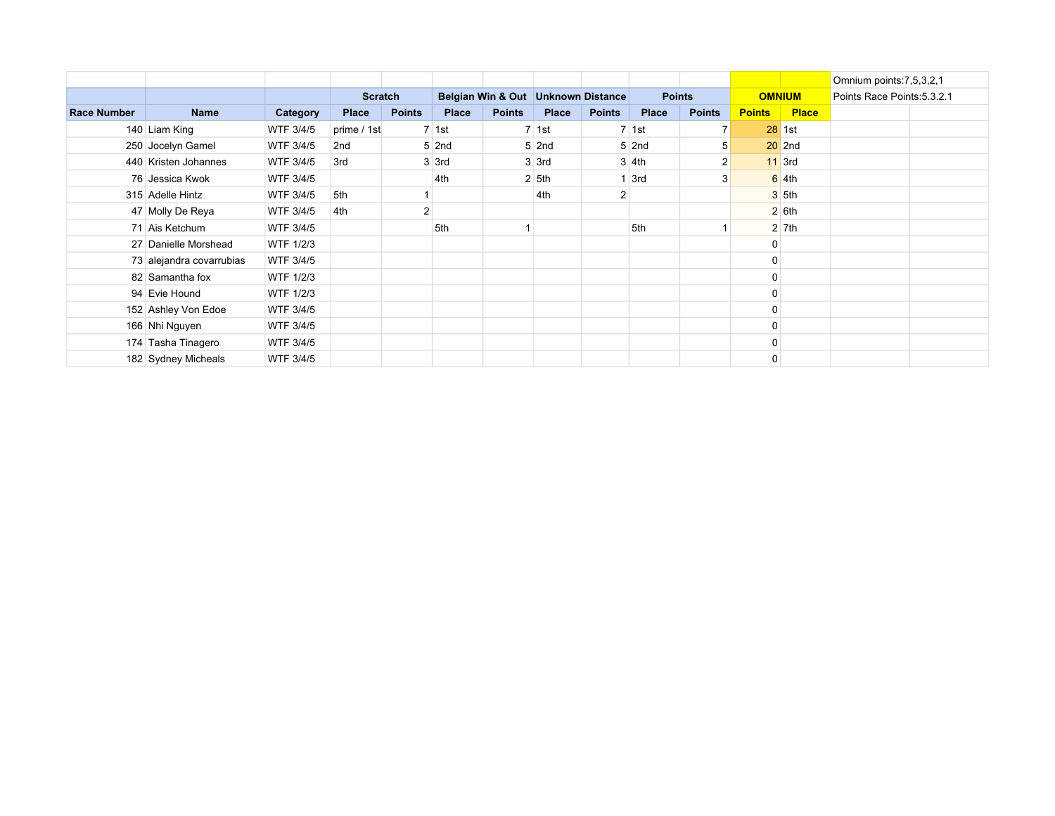| | | | | | | | | | | | | | Omnium points:7,5,3,2,1 |
|---|---|---|---|---|---|---|---|---|---|---|---|---|---|
| | | | Scratch | | Belgian Win & Out | | Unknown Distance | | Points | | OMNIUM | | Points Race Points:5.3.2.1 |
| Race Number | Name | Category | Place | Points | Place | Points | Place | Points | Place | Points | Points | Place | |
| 140 | Liam King | WTF 3/4/5 | prime / 1st | 7 | 1st | 7 | 1st | 7 | 1st | 7 | 28 | 1st | |
| 250 | Jocelyn Gamel | WTF 3/4/5 | 2nd | 5 | 2nd | 5 | 2nd | 5 | 2nd | 5 | 20 | 2nd | |
| 440 | Kristen Johannes | WTF 3/4/5 | 3rd | 3 | 3rd | 3 | 3rd | 3 | 4th | 2 | 11 | 3rd | |
| 76 | Jessica Kwok | WTF 3/4/5 | | | 4th | 2 | 5th | 1 | 3rd | 3 | 6 | 4th | |
| 315 | Adelle Hintz | WTF 3/4/5 | 5th | 1 | | | 4th | 2 | | | 3 | 5th | |
| 47 | Molly De Reya | WTF 3/4/5 | 4th | 2 | | | | | | | 2 | 6th | |
| 71 | Ais Ketchum | WTF 3/4/5 | | | 5th | 1 | | | 5th | 1 | 2 | 7th | |
| 27 | Danielle Morshead | WTF 1/2/3 | | | | | | | | | 0 | | |
| 73 | alejandra covarrubias | WTF 3/4/5 | | | | | | | | | 0 | | |
| 82 | Samantha fox | WTF 1/2/3 | | | | | | | | | 0 | | |
| 94 | Evie Hound | WTF 1/2/3 | | | | | | | | | 0 | | |
| 152 | Ashley Von Edoe | WTF 3/4/5 | | | | | | | | | 0 | | |
| 166 | Nhi Nguyen | WTF 3/4/5 | | | | | | | | | 0 | | |
| 174 | Tasha Tinagero | WTF 3/4/5 | | | | | | | | | 0 | | |
| 182 | Sydney Micheals | WTF 3/4/5 | | | | | | | | | 0 | | |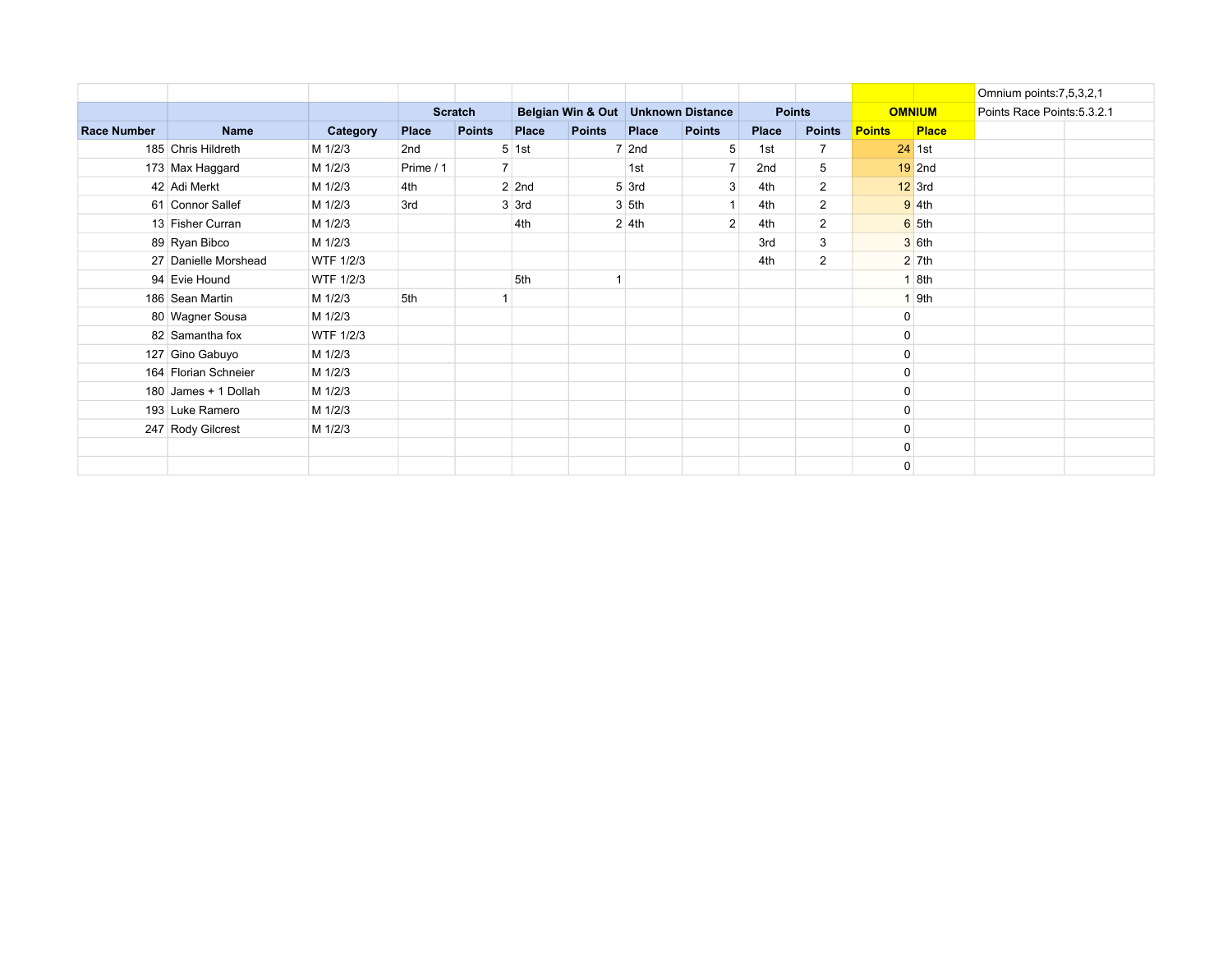| | | | | | | | | | | | | | | |
|---|---|---|---|---|---|---|---|---|---|---|---|---|---|---|
| | | | | | | | | | | | | | Omnium points:7,5,3,2,1 | |
| | | | Scratch | | Belgian Win & Out | | Unknown Distance | | Points | | OMNIUM | | Points Race Points:5.3.2.1 | |
| Race Number | Name | Category | Place | Points | Place | Points | Place | Points | Place | Points | Points | Place | | |
| 185 | Chris Hildreth | M 1/2/3 | 2nd | 5 | 1st | 7 | 2nd | 5 | 1st | 7 | 24 | 1st | | |
| 173 | Max Haggard | M 1/2/3 | Prime / 1 | 7 | | | 1st | 7 | 2nd | 5 | 19 | 2nd | | |
| 42 | Adi Merkt | M 1/2/3 | 4th | 2 | 2nd | 5 | 3rd | 3 | 4th | 2 | 12 | 3rd | | |
| 61 | Connor Sallef | M 1/2/3 | 3rd | 3 | 3rd | 3 | 5th | 1 | 4th | 2 | 9 | 4th | | |
| 13 | Fisher Curran | M 1/2/3 | | | 4th | 2 | 4th | 2 | 4th | 2 | 6 | 5th | | |
| 89 | Ryan Bibco | M 1/2/3 | | | | | | | 3rd | 3 | 3 | 6th | | |
| 27 | Danielle Morshead | WTF 1/2/3 | | | | | | | 4th | 2 | 2 | 7th | | |
| 94 | Evie Hound | WTF 1/2/3 | | | 5th | 1 | | | | | 1 | 8th | | |
| 186 | Sean Martin | M 1/2/3 | 5th | 1 | | | | | | | 1 | 9th | | |
| 80 | Wagner Sousa | M 1/2/3 | | | | | | | | | 0 | | | |
| 82 | Samantha fox | WTF 1/2/3 | | | | | | | | | 0 | | | |
| 127 | Gino Gabuyo | M 1/2/3 | | | | | | | | | 0 | | | |
| 164 | Florian Schneier | M 1/2/3 | | | | | | | | | 0 | | | |
| 180 | James + 1 Dollah | M 1/2/3 | | | | | | | | | 0 | | | |
| 193 | Luke Ramero | M 1/2/3 | | | | | | | | | 0 | | | |
| 247 | Rody Gilcrest | M 1/2/3 | | | | | | | | | 0 | | | |
| | | | | | | | | | | | 0 | | | |
| | | | | | | | | | | | 0 | | | |